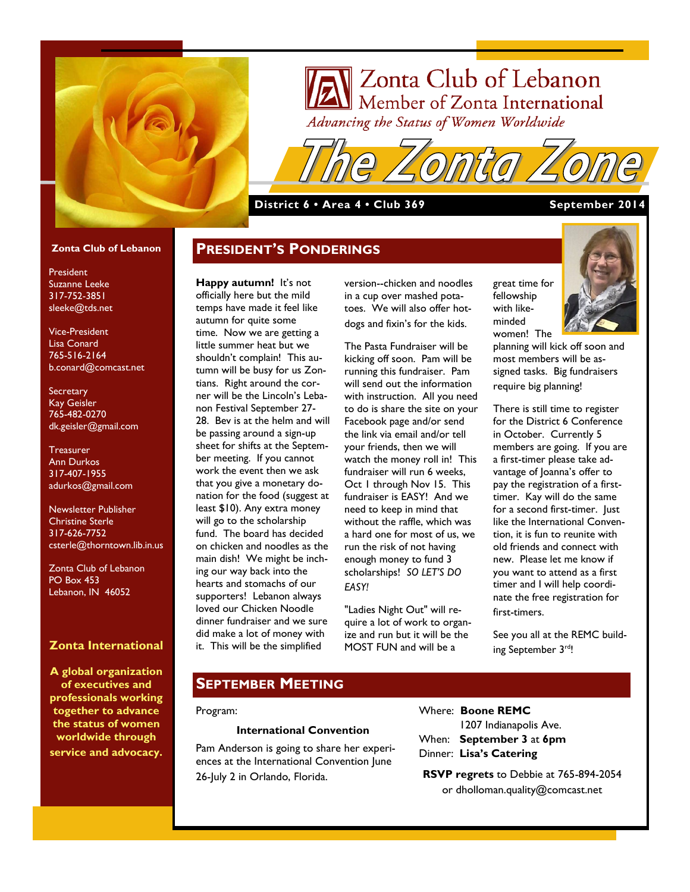# Zonta Club of Lebanon
## Member of Zonta International

*Advancing the Status of Women Worldwide*

# The Zonta Zone

**District 6 • Area 4 • Club 369** **September 2014**

**Zonta Club of Lebanon**

President
Suzanne Leeke
317-752-3851
sleeke@tds.net

Vice-President
Lisa Conard
765-516-2164
b.conard@comcast.net

Secretary
Kay Geisler
765-482-0270
dk.geisler@gmail.com

Treasurer
Ann Durkos
317-407-1955
adurkos@gmail.com

Newsletter Publisher
Christine Sterle
317-626-7752
csterle@thorntown.lib.in.us

Zonta Club of Lebanon
PO Box 453
Lebanon, IN 46052

**Zonta International**

**A global organization of executives and professionals working together to advance the status of women worldwide through service and advocacy.**

## President's Ponderings

**Happy autumn!** It's not officially here but the mild temps have made it feel like autumn for quite some time. Now we are getting a little summer heat but we shouldn't complain! This autumn will be busy for us Zontians. Right around the corner will be the Lincoln's Lebanon Festival September 27-28. Bev is at the helm and will be passing around a sign-up sheet for shifts at the September meeting. If you cannot work the event then we ask that you give a monetary donation for the food (suggest at least $10). Any extra money will go to the scholarship fund. The board has decided on chicken and noodles as the main dish! We might be inching our way back into the hearts and stomachs of our supporters! Lebanon always loved our Chicken Noodle dinner fundraiser and we sure did make a lot of money with it. This will be the simplified version--chicken and noodles in a cup over mashed potatoes. We will also offer hotdogs and fixin's for the kids.

The Pasta Fundraiser will be kicking off soon. Pam will be running this fundraiser. Pam will send out the information with instruction. All you need to do is share the site on your Facebook page and/or send the link via email and/or tell your friends, then we will watch the money roll in! This fundraiser will run 6 weeks, Oct 1 through Nov 15. This fundraiser is EASY! And we need to keep in mind that without the raffle, which was a hard one for most of us, we run the risk of not having enough money to fund 3 scholarships! *SO LET'S DO EASY!*

"Ladies Night Out" will require a lot of work to organize and run but it will be the MOST FUN and will be a great time for fellowship with like-minded women! The planning will kick off soon and most members will be assigned tasks. Big fundraisers require big planning!

There is still time to register for the District 6 Conference in October. Currently 5 members are going. If you are a first-timer please take advantage of Joanna's offer to pay the registration of a first-timer. Kay will do the same for a second first-timer. Just like the International Convention, it is fun to reunite with old friends and connect with new. Please let me know if you want to attend as a first timer and I will help coordinate the free registration for first-timers.

See you all at the REMC building September 3rd!

## September Meeting

Program:

**International Convention**

Pam Anderson is going to share her experiences at the International Convention June 26-July 2 in Orlando, Florida.

Where: **Boone REMC**
1207 Indianapolis Ave.
When: **September 3** at **6pm**
Dinner: **Lisa's Catering**

**RSVP regrets** to Debbie at 765-894-2054 or dholloman.quality@comcast.net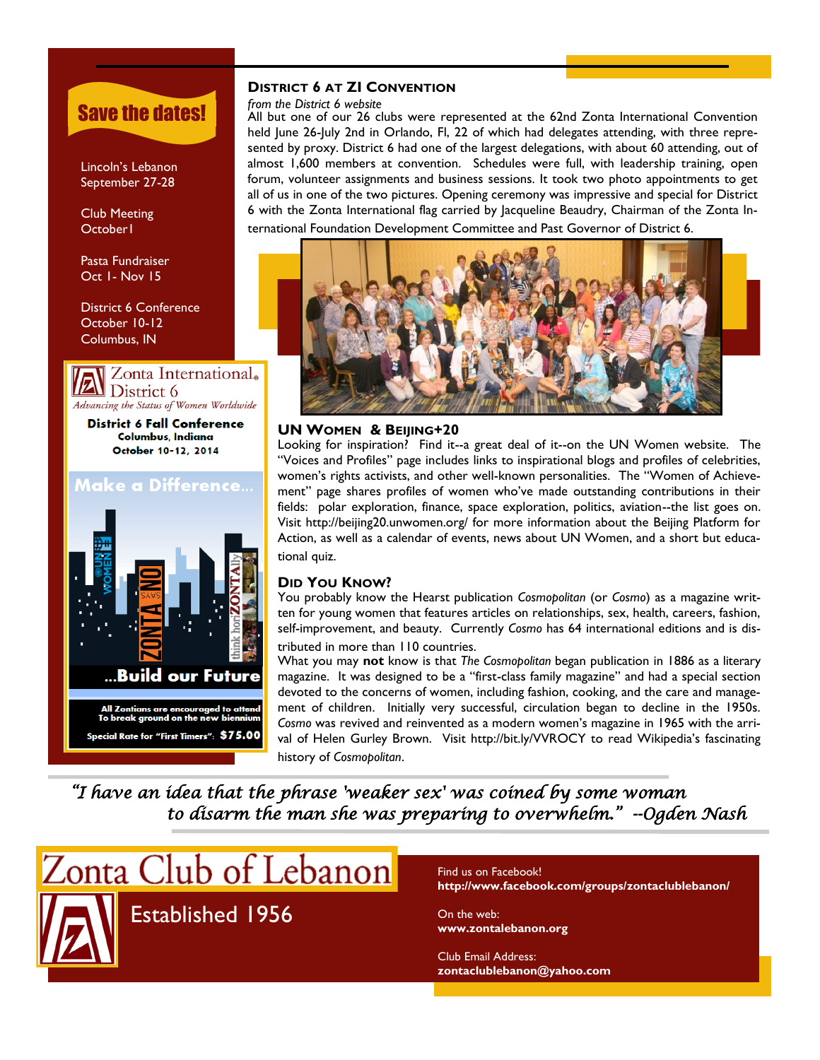## Save the dates!

Lincoln's Lebanon
September 27-28

Club Meeting
October1

Pasta Fundraiser
Oct 1- Nov 15

District 6 Conference
October 10-12
Columbus, IN

Zonta International
District 6
*Advancing the Status of Women Worldwide*

**District 6 Fall Conference**
**Columbus, Indiana**
**October 10-12, 2014**

**Make a Difference...**

**...Build our Future**

**All Zontians are encouraged to attend**
**To break ground on the new biennium**

**Special Rate for "First Timers": $75.00**

## District 6 at ZI Convention

*from the District 6 website*

All but one of our 26 clubs were represented at the 62nd Zonta International Convention held June 26-July 2nd in Orlando, Fl, 22 of which had delegates attending, with three represented by proxy. District 6 had one of the largest delegations, with about 60 attending, out of almost 1,600 members at convention. Schedules were full, with leadership training, open forum, volunteer assignments and business sessions. It took two photo appointments to get all of us in one of the two pictures. Opening ceremony was impressive and special for District 6 with the Zonta International flag carried by Jacqueline Beaudry, Chairman of the Zonta International Foundation Development Committee and Past Governor of District 6.

## UN Women & Beijing+20

Looking for inspiration? Find it--a great deal of it--on the UN Women website. The "Voices and Profiles" page includes links to inspirational blogs and profiles of celebrities, women's rights activists, and other well-known personalities. The "Women of Achievement" page shares profiles of women who've made outstanding contributions in their fields: polar exploration, finance, space exploration, politics, aviation--the list goes on. Visit http://beijing20.unwomen.org/ for more information about the Beijing Platform for Action, as well as a calendar of events, news about UN Women, and a short but educational quiz.

## Did You Know?

You probably know the Hearst publication *Cosmopolitan* (or *Cosmo*) as a magazine written for young women that features articles on relationships, sex, health, careers, fashion, self-improvement, and beauty. Currently *Cosmo* has 64 international editions and is distributed in more than 110 countries.

What you may **not** know is that *The Cosmopolitan* began publication in 1886 as a literary magazine. It was designed to be a "first-class family magazine" and had a special section devoted to the concerns of women, including fashion, cooking, and the care and management of children. Initially very successful, circulation began to decline in the 1950s. *Cosmo* was revived and reinvented as a modern women's magazine in 1965 with the arrival of Helen Gurley Brown. Visit http://bit.ly/VVROCY to read Wikipedia's fascinating history of *Cosmopolitan*.

*"I have an idea that the phrase 'weaker sex' was coined by some woman to disarm the man she was preparing to overwhelm." --Ogden Nash*

# Zonta Club of Lebanon

Established 1956

Find us on Facebook!
**http://www.facebook.com/groups/zontaclublebanon/**

On the web:
**www.zontalebanon.org**

Club Email Address:
**zontaclublebanon@yahoo.com**